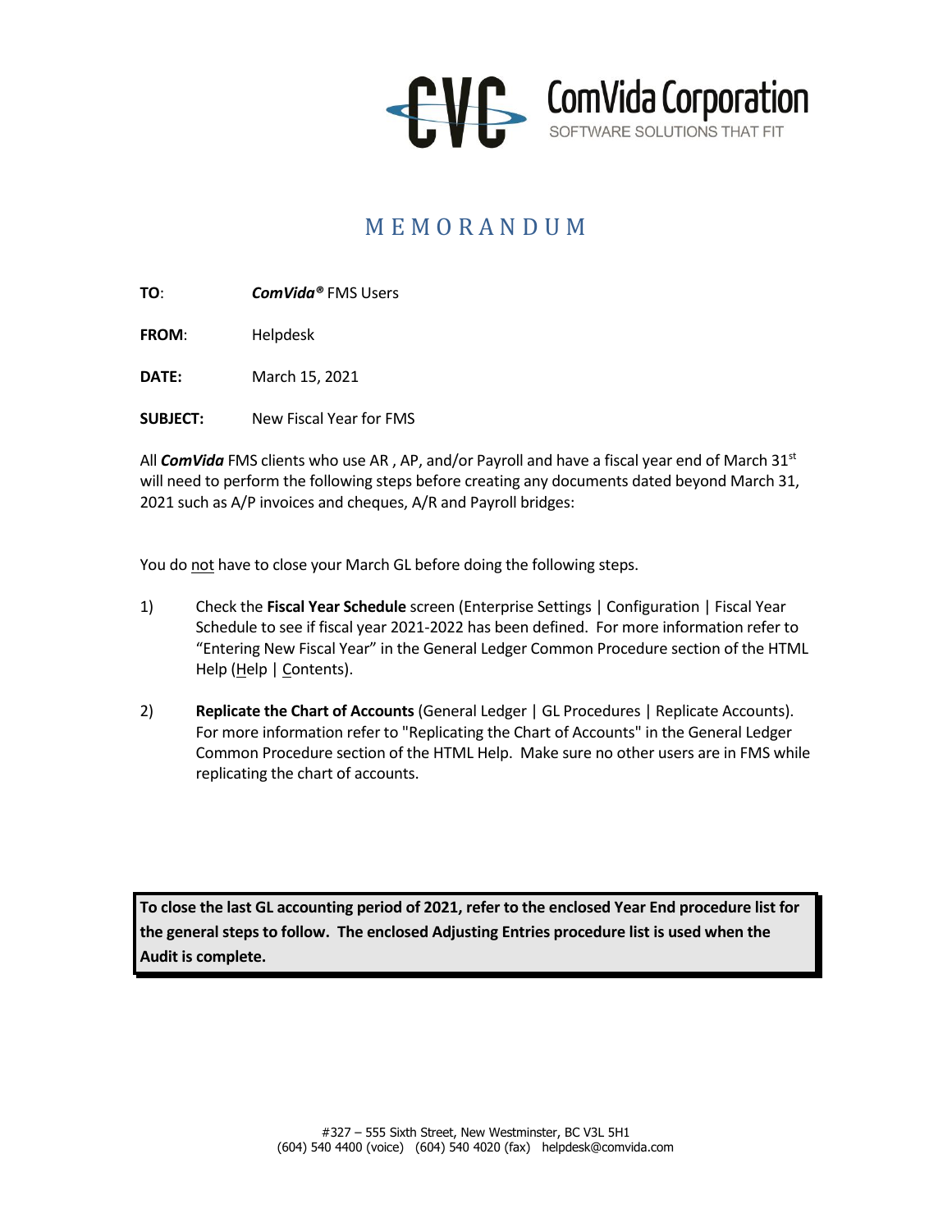ComVida Corporation
SOFTWARE SOLUTIONS THAT FIT

# MEMORANDUM

**TO**: ***ComVida®*** FMS Users

**FROM**: Helpdesk

**DATE:** March 15, 2021

**SUBJECT:** New Fiscal Year for FMS

All ***ComVida*** FMS clients who use AR , AP, and/or Payroll and have a fiscal year end of March 31st will need to perform the following steps before creating any documents dated beyond March 31, 2021 such as A/P invoices and cheques, A/R and Payroll bridges:

You do <u>not</u> have to close your March GL before doing the following steps.

1) Check the **Fiscal Year Schedule** screen (Enterprise Settings | Configuration | Fiscal Year Schedule to see if fiscal year 2021-2022 has been defined. For more information refer to "Entering New Fiscal Year" in the General Ledger Common Procedure section of the HTML Help (Help | Contents).

2) **Replicate the Chart of Accounts** (General Ledger | GL Procedures | Replicate Accounts). For more information refer to "Replicating the Chart of Accounts" in the General Ledger Common Procedure section of the HTML Help. Make sure no other users are in FMS while replicating the chart of accounts.

**To close the last GL accounting period of 2021, refer to the enclosed Year End procedure list for the general steps to follow. The enclosed Adjusting Entries procedure list is used when the Audit is complete.**

#327 – 555 Sixth Street, New Westminster, BC V3L 5H1
(604) 540 4400 (voice) (604) 540 4020 (fax) helpdesk@comvida.com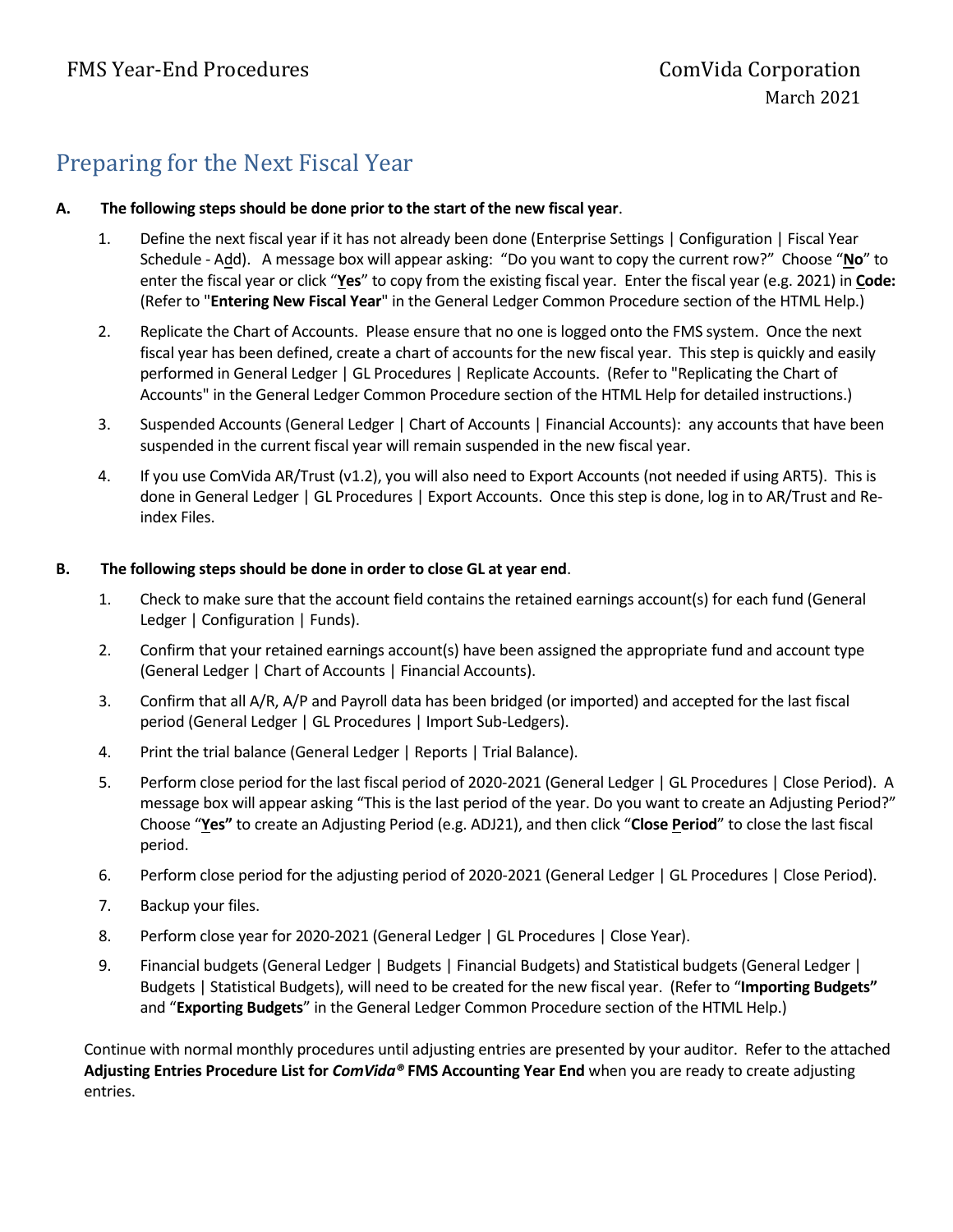# Preparing for the Next Fiscal Year

**A. The following steps should be done prior to the start of the new fiscal year**.

1. Define the next fiscal year if it has not already been done (Enterprise Settings | Configuration | Fiscal Year Schedule - Add). A message box will appear asking: "Do you want to copy the current row?" Choose "**No**" to enter the fiscal year or click "**Yes**" to copy from the existing fiscal year. Enter the fiscal year (e.g. 2021) in **Code:** (Refer to "**Entering New Fiscal Year**" in the General Ledger Common Procedure section of the HTML Help.)
2. Replicate the Chart of Accounts. Please ensure that no one is logged onto the FMS system. Once the next fiscal year has been defined, create a chart of accounts for the new fiscal year. This step is quickly and easily performed in General Ledger | GL Procedures | Replicate Accounts. (Refer to "Replicating the Chart of Accounts" in the General Ledger Common Procedure section of the HTML Help for detailed instructions.)
3. Suspended Accounts (General Ledger | Chart of Accounts | Financial Accounts): any accounts that have been suspended in the current fiscal year will remain suspended in the new fiscal year.
4. If you use ComVida AR/Trust (v1.2), you will also need to Export Accounts (not needed if using ART5). This is done in General Ledger | GL Procedures | Export Accounts. Once this step is done, log in to AR/Trust and Re-index Files.

**B. The following steps should be done in order to close GL at year end**.

1. Check to make sure that the account field contains the retained earnings account(s) for each fund (General Ledger | Configuration | Funds).
2. Confirm that your retained earnings account(s) have been assigned the appropriate fund and account type (General Ledger | Chart of Accounts | Financial Accounts).
3. Confirm that all A/R, A/P and Payroll data has been bridged (or imported) and accepted for the last fiscal period (General Ledger | GL Procedures | Import Sub-Ledgers).
4. Print the trial balance (General Ledger | Reports | Trial Balance).
5. Perform close period for the last fiscal period of 2020-2021 (General Ledger | GL Procedures | Close Period). A message box will appear asking "This is the last period of the year. Do you want to create an Adjusting Period?" Choose "**Yes"** to create an Adjusting Period (e.g. ADJ21), and then click "**Close Period**" to close the last fiscal period.
6. Perform close period for the adjusting period of 2020-2021 (General Ledger | GL Procedures | Close Period).
7. Backup your files.
8. Perform close year for 2020-2021 (General Ledger | GL Procedures | Close Year).
9. Financial budgets (General Ledger | Budgets | Financial Budgets) and Statistical budgets (General Ledger | Budgets | Statistical Budgets), will need to be created for the new fiscal year. (Refer to "**Importing Budgets"** and "**Exporting Budgets**" in the General Ledger Common Procedure section of the HTML Help.)

Continue with normal monthly procedures until adjusting entries are presented by your auditor. Refer to the attached **Adjusting Entries Procedure List for *ComVida®* FMS Accounting Year End** when you are ready to create adjusting entries.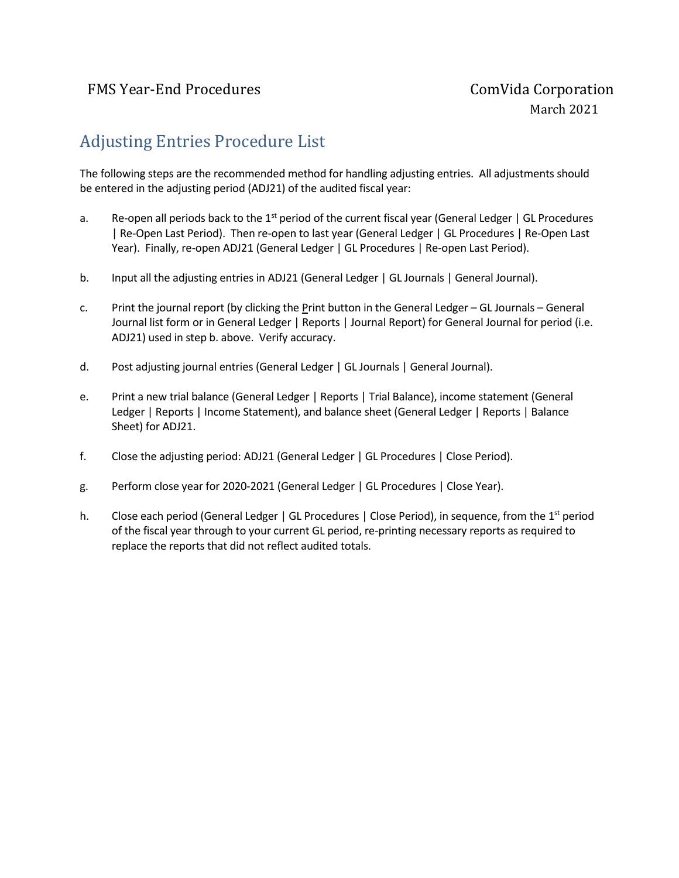## Adjusting Entries Procedure List

The following steps are the recommended method for handling adjusting entries. All adjustments should be entered in the adjusting period (ADJ21) of the audited fiscal year:

a. Re-open all periods back to the 1st period of the current fiscal year (General Ledger | GL Procedures | Re-Open Last Period). Then re-open to last year (General Ledger | GL Procedures | Re-Open Last Year). Finally, re-open ADJ21 (General Ledger | GL Procedures | Re-open Last Period).

b. Input all the adjusting entries in ADJ21 (General Ledger | GL Journals | General Journal).

c. Print the journal report (by clicking the Print button in the General Ledger – GL Journals – General Journal list form or in General Ledger | Reports | Journal Report) for General Journal for period (i.e. ADJ21) used in step b. above. Verify accuracy.

d. Post adjusting journal entries (General Ledger | GL Journals | General Journal).

e. Print a new trial balance (General Ledger | Reports | Trial Balance), income statement (General Ledger | Reports | Income Statement), and balance sheet (General Ledger | Reports | Balance Sheet) for ADJ21.

f. Close the adjusting period: ADJ21 (General Ledger | GL Procedures | Close Period).

g. Perform close year for 2020-2021 (General Ledger | GL Procedures | Close Year).

h. Close each period (General Ledger | GL Procedures | Close Period), in sequence, from the 1st period of the fiscal year through to your current GL period, re-printing necessary reports as required to replace the reports that did not reflect audited totals.